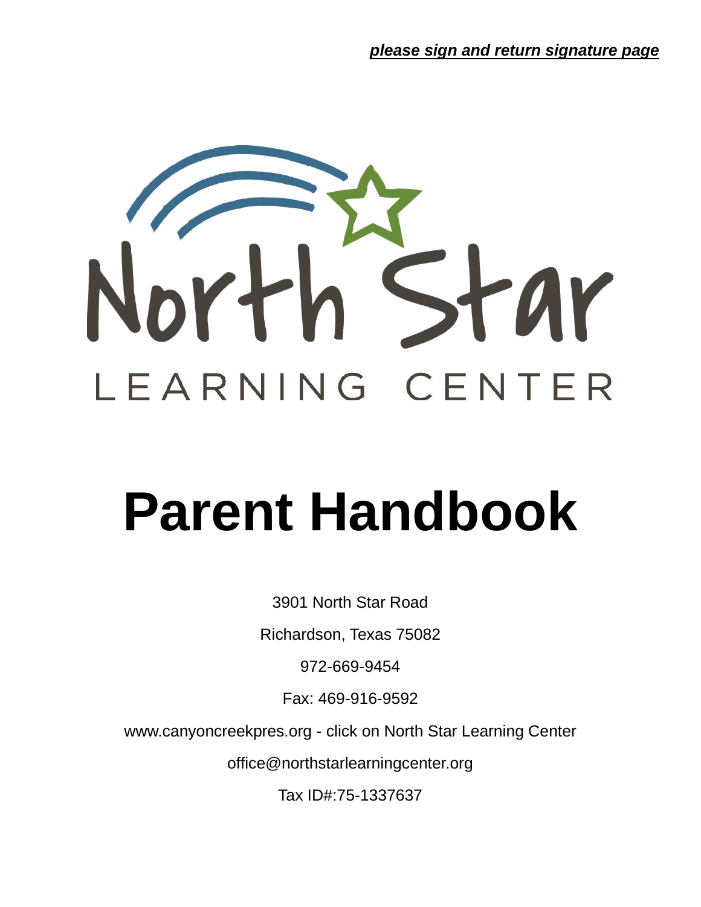***please sign and return signature page***

North Star

LEARNING CENTER

# Parent Handbook

3901 North Star Road

Richardson, Texas 75082

972-669-9454

Fax: 469-916-9592

www.canyoncreekpres.org - click on North Star Learning Center

office@northstarlearningcenter.org

Tax ID#:75-1337637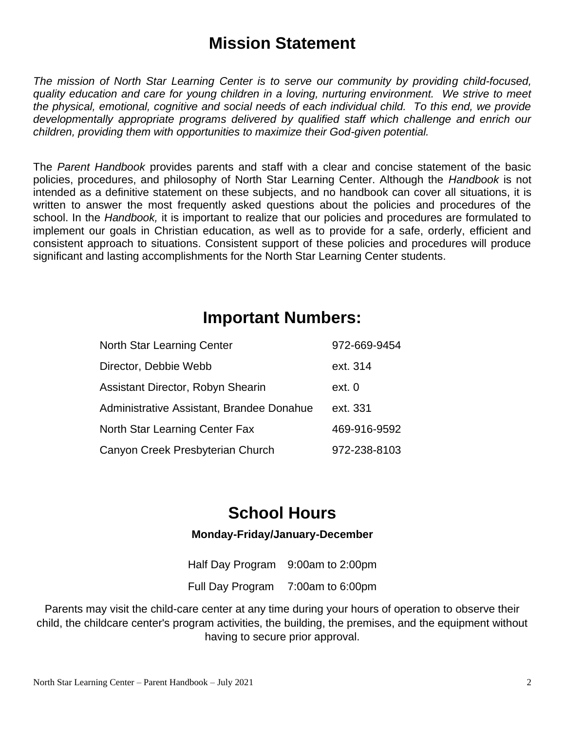# Mission Statement

*The mission of North Star Learning Center is to serve our community by providing child-focused, quality education and care for young children in a loving, nurturing environment. We strive to meet the physical, emotional, cognitive and social needs of each individual child. To this end, we provide developmentally appropriate programs delivered by qualified staff which challenge and enrich our children, providing them with opportunities to maximize their God-given potential.*

The *Parent Handbook* provides parents and staff with a clear and concise statement of the basic policies, procedures, and philosophy of North Star Learning Center. Although the *Handbook* is not intended as a definitive statement on these subjects, and no handbook can cover all situations, it is written to answer the most frequently asked questions about the policies and procedures of the school. In the *Handbook,* it is important to realize that our policies and procedures are formulated to implement our goals in Christian education, as well as to provide for a safe, orderly, efficient and consistent approach to situations. Consistent support of these policies and procedures will produce significant and lasting accomplishments for the North Star Learning Center students.

# Important Numbers:

| | |
|---|---|
| North Star Learning Center | 972-669-9454 |
| Director, Debbie Webb | ext. 314 |
| Assistant Director, Robyn Shearin | ext. 0 |
| Administrative Assistant, Brandee Donahue | ext. 331 |
| North Star Learning Center Fax | 469-916-9592 |
| Canyon Creek Presbyterian Church | 972-238-8103 |

# School Hours

**Monday-Friday/January-December**

| | |
|---|---|
| Half Day Program | 9:00am to 2:00pm |
| Full Day Program | 7:00am to 6:00pm |

Parents may visit the child-care center at any time during your hours of operation to observe their child, the childcare center's program activities, the building, the premises, and the equipment without having to secure prior approval.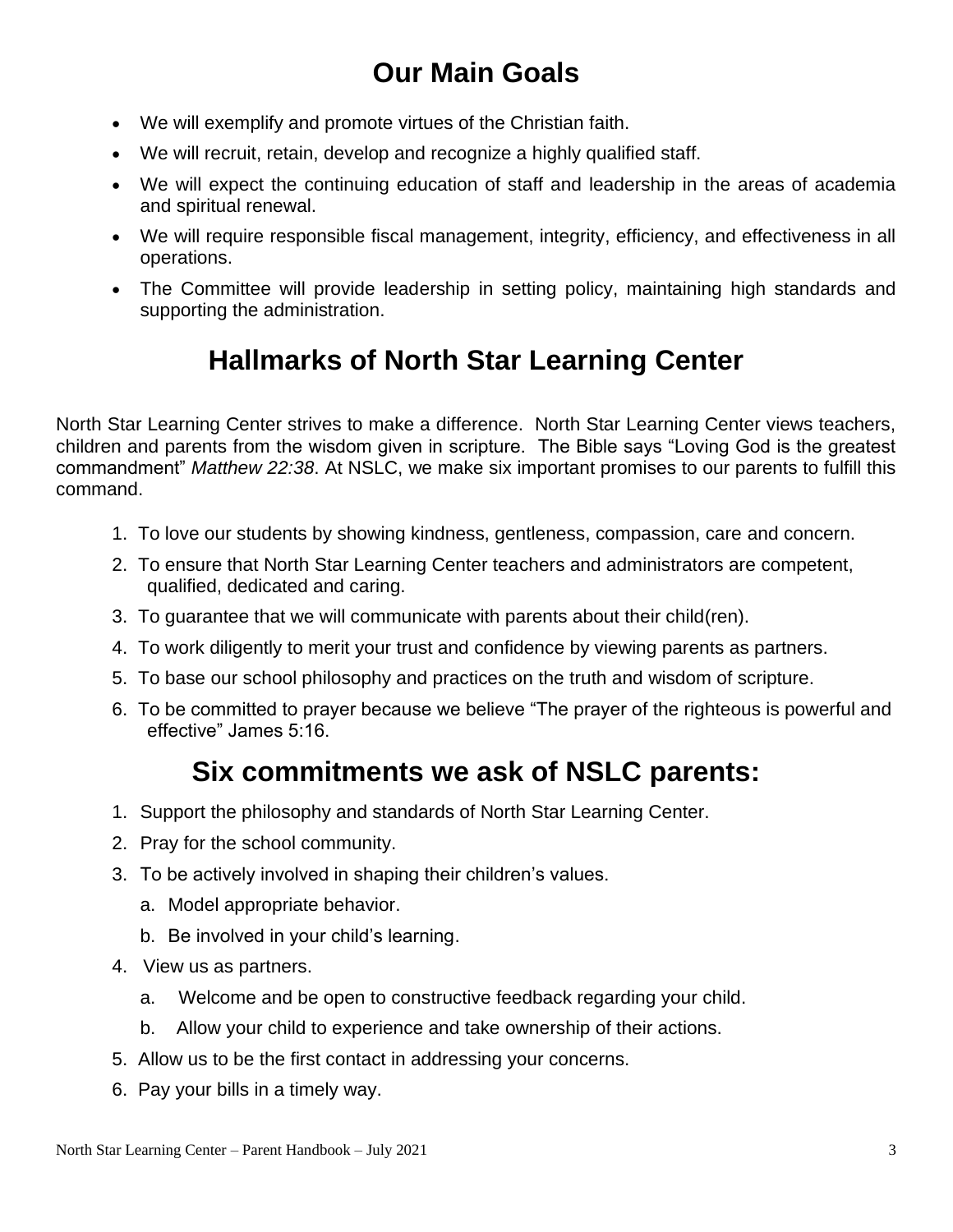# Our Main Goals

- We will exemplify and promote virtues of the Christian faith.
- We will recruit, retain, develop and recognize a highly qualified staff.
- We will expect the continuing education of staff and leadership in the areas of academia and spiritual renewal.
- We will require responsible fiscal management, integrity, efficiency, and effectiveness in all operations.
- The Committee will provide leadership in setting policy, maintaining high standards and supporting the administration.

# Hallmarks of North Star Learning Center

North Star Learning Center strives to make a difference. North Star Learning Center views teachers, children and parents from the wisdom given in scripture. The Bible says "Loving God is the greatest commandment" *Matthew 22:38*. At NSLC, we make six important promises to our parents to fulfill this command.

1. To love our students by showing kindness, gentleness, compassion, care and concern.
2. To ensure that North Star Learning Center teachers and administrators are competent, qualified, dedicated and caring.
3. To guarantee that we will communicate with parents about their child(ren).
4. To work diligently to merit your trust and confidence by viewing parents as partners.
5. To base our school philosophy and practices on the truth and wisdom of scripture.
6. To be committed to prayer because we believe "The prayer of the righteous is powerful and effective" James 5:16.

# Six commitments we ask of NSLC parents:

1. Support the philosophy and standards of North Star Learning Center.
2. Pray for the school community.
3. To be actively involved in shaping their children's values.
   a. Model appropriate behavior.
   b. Be involved in your child's learning.
4. View us as partners.
   a. Welcome and be open to constructive feedback regarding your child.
   b. Allow your child to experience and take ownership of their actions.
5. Allow us to be the first contact in addressing your concerns.
6. Pay your bills in a timely way.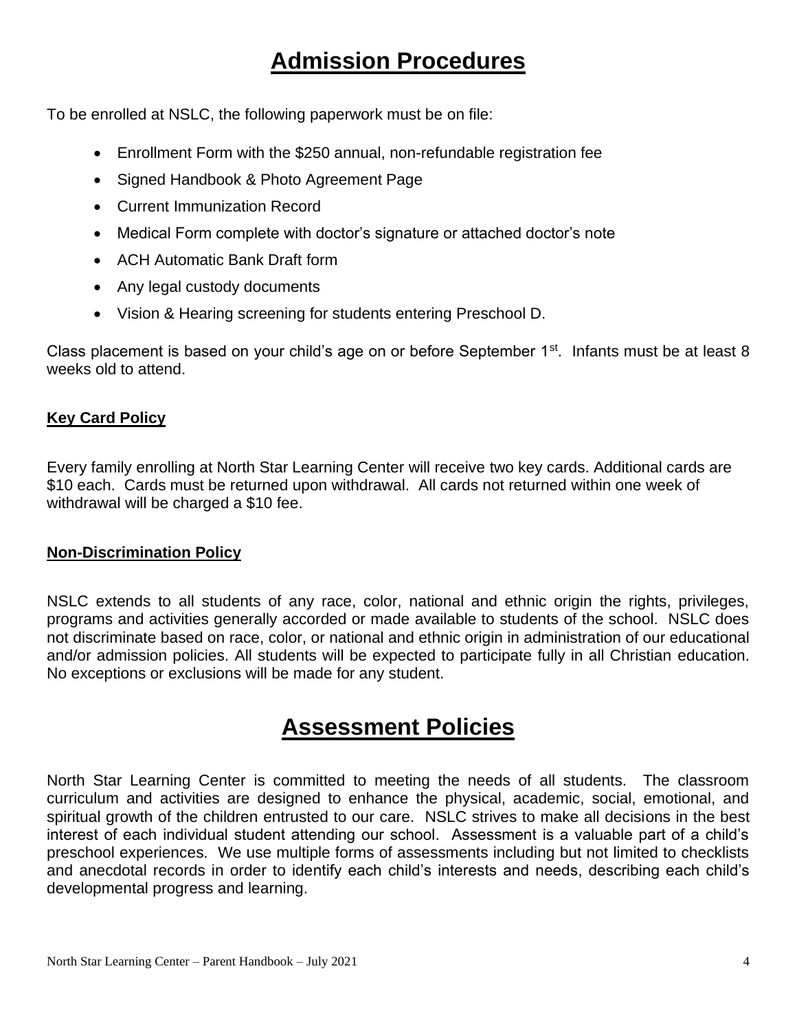# Admission Procedures

To be enrolled at NSLC, the following paperwork must be on file:

- Enrollment Form with the $250 annual, non-refundable registration fee
- Signed Handbook & Photo Agreement Page
- Current Immunization Record
- Medical Form complete with doctor's signature or attached doctor's note
- ACH Automatic Bank Draft form
- Any legal custody documents
- Vision & Hearing screening for students entering Preschool D.

Class placement is based on your child's age on or before September 1st. Infants must be at least 8 weeks old to attend.

### Key Card Policy

Every family enrolling at North Star Learning Center will receive two key cards. Additional cards are $10 each. Cards must be returned upon withdrawal. All cards not returned within one week of withdrawal will be charged a $10 fee.

### Non-Discrimination Policy

NSLC extends to all students of any race, color, national and ethnic origin the rights, privileges, programs and activities generally accorded or made available to students of the school. NSLC does not discriminate based on race, color, or national and ethnic origin in administration of our educational and/or admission policies. All students will be expected to participate fully in all Christian education. No exceptions or exclusions will be made for any student.

# Assessment Policies

North Star Learning Center is committed to meeting the needs of all students. The classroom curriculum and activities are designed to enhance the physical, academic, social, emotional, and spiritual growth of the children entrusted to our care. NSLC strives to make all decisions in the best interest of each individual student attending our school. Assessment is a valuable part of a child's preschool experiences. We use multiple forms of assessments including but not limited to checklists and anecdotal records in order to identify each child's interests and needs, describing each child's developmental progress and learning.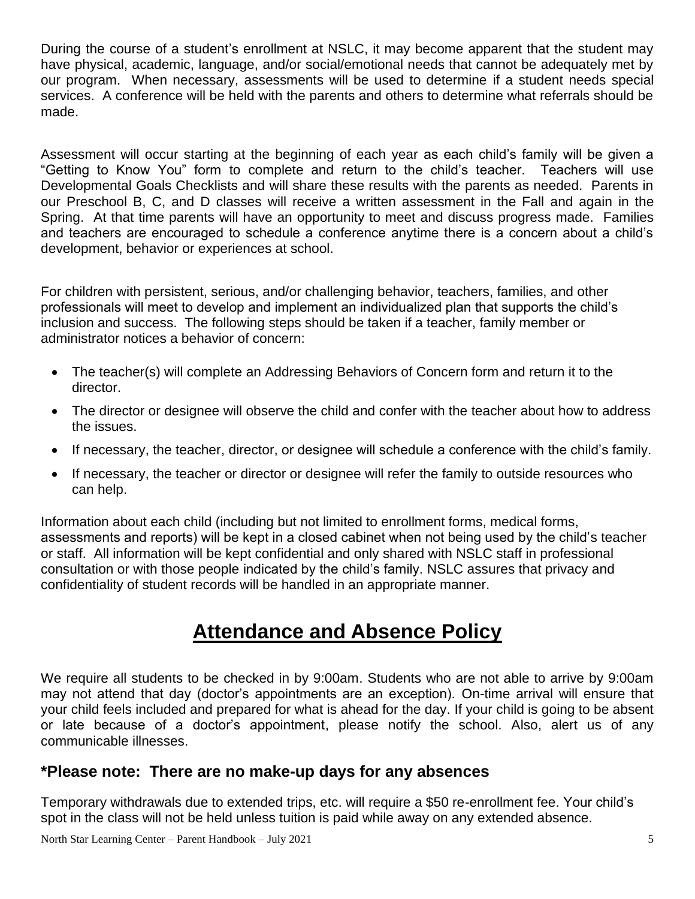During the course of a student's enrollment at NSLC, it may become apparent that the student may have physical, academic, language, and/or social/emotional needs that cannot be adequately met by our program. When necessary, assessments will be used to determine if a student needs special services. A conference will be held with the parents and others to determine what referrals should be made.

Assessment will occur starting at the beginning of each year as each child's family will be given a "Getting to Know You" form to complete and return to the child's teacher. Teachers will use Developmental Goals Checklists and will share these results with the parents as needed. Parents in our Preschool B, C, and D classes will receive a written assessment in the Fall and again in the Spring. At that time parents will have an opportunity to meet and discuss progress made. Families and teachers are encouraged to schedule a conference anytime there is a concern about a child's development, behavior or experiences at school.

For children with persistent, serious, and/or challenging behavior, teachers, families, and other professionals will meet to develop and implement an individualized plan that supports the child's inclusion and success. The following steps should be taken if a teacher, family member or administrator notices a behavior of concern:

- The teacher(s) will complete an Addressing Behaviors of Concern form and return it to the director.
- The director or designee will observe the child and confer with the teacher about how to address the issues.
- If necessary, the teacher, director, or designee will schedule a conference with the child's family.
- If necessary, the teacher or director or designee will refer the family to outside resources who can help.

Information about each child (including but not limited to enrollment forms, medical forms, assessments and reports) will be kept in a closed cabinet when not being used by the child's teacher or staff. All information will be kept confidential and only shared with NSLC staff in professional consultation or with those people indicated by the child's family. NSLC assures that privacy and confidentiality of student records will be handled in an appropriate manner.

# Attendance and Absence Policy

We require all students to be checked in by 9:00am. Students who are not able to arrive by 9:00am may not attend that day (doctor's appointments are an exception). On-time arrival will ensure that your child feels included and prepared for what is ahead for the day. If your child is going to be absent or late because of a doctor's appointment, please notify the school. Also, alert us of any communicable illnesses.

## *Please note: There are no make-up days for any absences

Temporary withdrawals due to extended trips, etc. will require a $50 re-enrollment fee. Your child's spot in the class will not be held unless tuition is paid while away on any extended absence.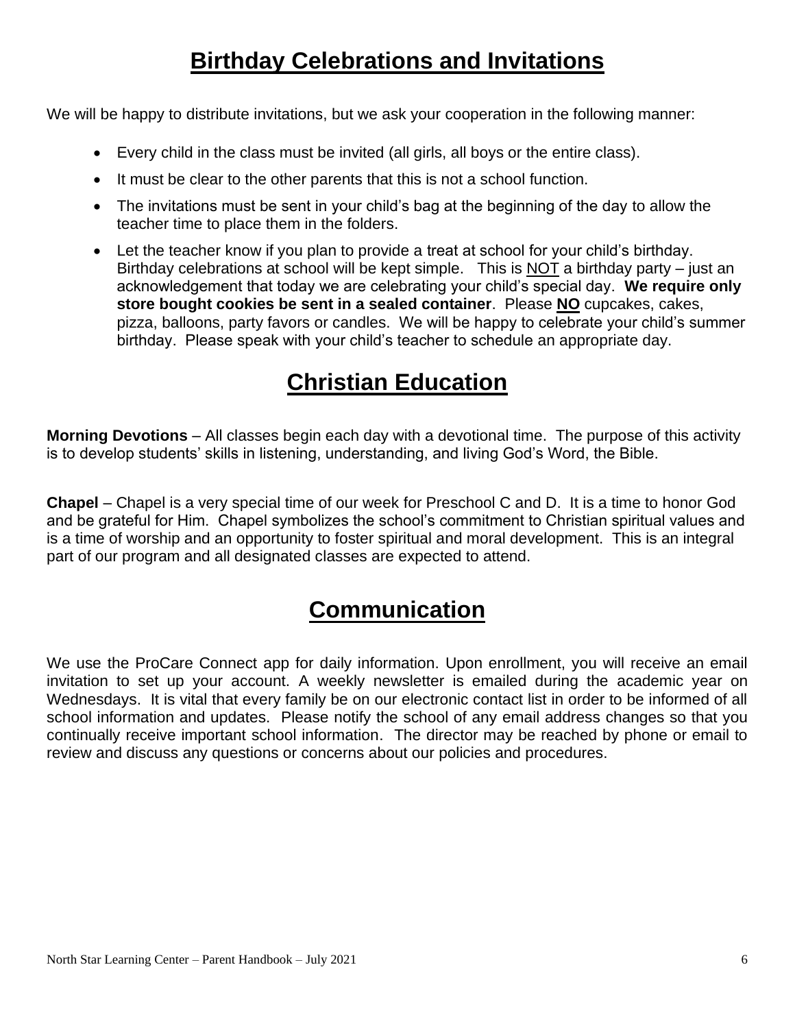# Birthday Celebrations and Invitations

We will be happy to distribute invitations, but we ask your cooperation in the following manner:

- Every child in the class must be invited (all girls, all boys or the entire class).
- It must be clear to the other parents that this is not a school function.
- The invitations must be sent in your child's bag at the beginning of the day to allow the teacher time to place them in the folders.
- Let the teacher know if you plan to provide a treat at school for your child's birthday. Birthday celebrations at school will be kept simple. This is NOT a birthday party – just an acknowledgement that today we are celebrating your child's special day. **We require only store bought cookies be sent in a sealed container**. Please **NO** cupcakes, cakes, pizza, balloons, party favors or candles. We will be happy to celebrate your child's summer birthday. Please speak with your child's teacher to schedule an appropriate day.

# Christian Education

**Morning Devotions** – All classes begin each day with a devotional time. The purpose of this activity is to develop students' skills in listening, understanding, and living God's Word, the Bible.

**Chapel** – Chapel is a very special time of our week for Preschool C and D. It is a time to honor God and be grateful for Him. Chapel symbolizes the school's commitment to Christian spiritual values and is a time of worship and an opportunity to foster spiritual and moral development. This is an integral part of our program and all designated classes are expected to attend.

# Communication

We use the ProCare Connect app for daily information. Upon enrollment, you will receive an email invitation to set up your account. A weekly newsletter is emailed during the academic year on Wednesdays. It is vital that every family be on our electronic contact list in order to be informed of all school information and updates. Please notify the school of any email address changes so that you continually receive important school information. The director may be reached by phone or email to review and discuss any questions or concerns about our policies and procedures.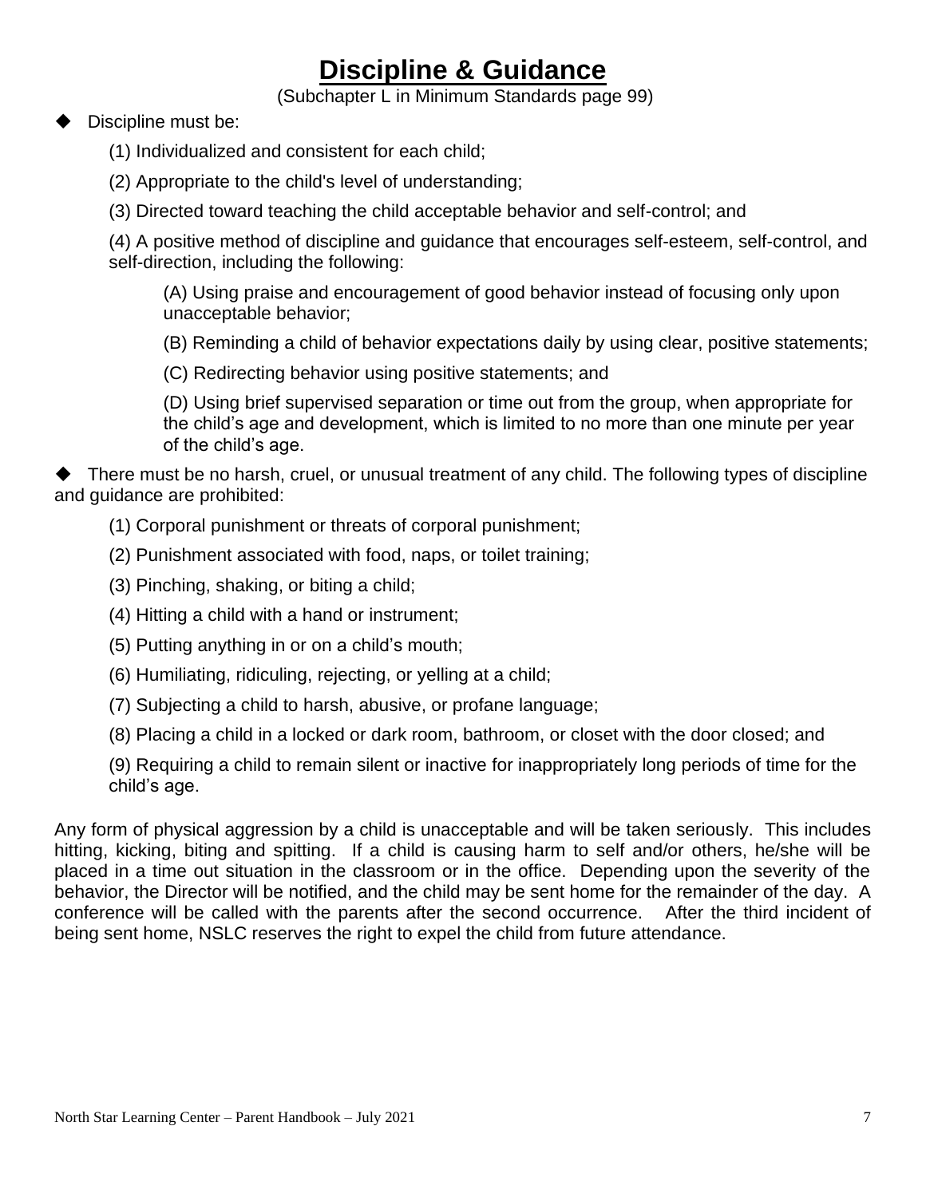# Discipline & Guidance

(Subchapter L in Minimum Standards page 99)

◆ Discipline must be:

(1) Individualized and consistent for each child;

(2) Appropriate to the child's level of understanding;

(3) Directed toward teaching the child acceptable behavior and self-control; and

(4) A positive method of discipline and guidance that encourages self-esteem, self-control, and self-direction, including the following:

(A) Using praise and encouragement of good behavior instead of focusing only upon unacceptable behavior;

(B) Reminding a child of behavior expectations daily by using clear, positive statements;

(C) Redirecting behavior using positive statements; and

(D) Using brief supervised separation or time out from the group, when appropriate for the child's age and development, which is limited to no more than one minute per year of the child's age.

◆ There must be no harsh, cruel, or unusual treatment of any child. The following types of discipline and guidance are prohibited:

(1) Corporal punishment or threats of corporal punishment;

(2) Punishment associated with food, naps, or toilet training;

(3) Pinching, shaking, or biting a child;

(4) Hitting a child with a hand or instrument;

(5) Putting anything in or on a child's mouth;

(6) Humiliating, ridiculing, rejecting, or yelling at a child;

(7) Subjecting a child to harsh, abusive, or profane language;

(8) Placing a child in a locked or dark room, bathroom, or closet with the door closed; and

(9) Requiring a child to remain silent or inactive for inappropriately long periods of time for the child's age.

Any form of physical aggression by a child is unacceptable and will be taken seriously. This includes hitting, kicking, biting and spitting. If a child is causing harm to self and/or others, he/she will be placed in a time out situation in the classroom or in the office. Depending upon the severity of the behavior, the Director will be notified, and the child may be sent home for the remainder of the day. A conference will be called with the parents after the second occurrence. After the third incident of being sent home, NSLC reserves the right to expel the child from future attendance.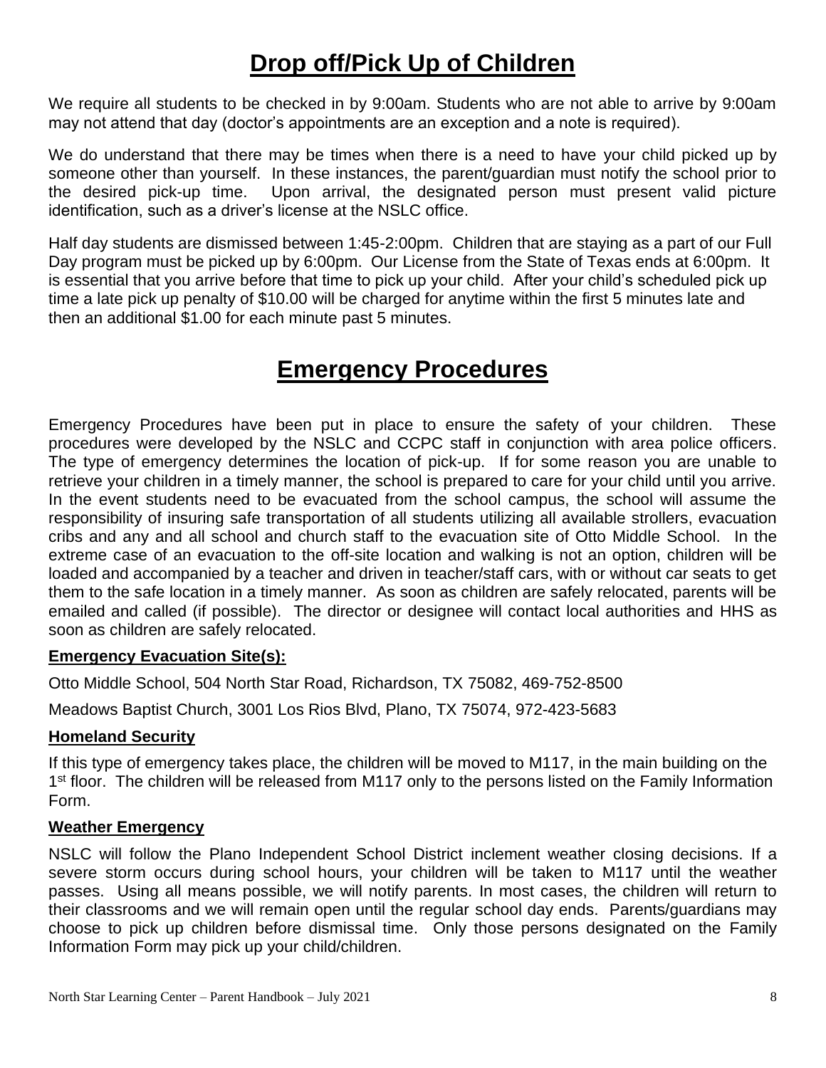# Drop off/Pick Up of Children

We require all students to be checked in by 9:00am. Students who are not able to arrive by 9:00am may not attend that day (doctor's appointments are an exception and a note is required).

We do understand that there may be times when there is a need to have your child picked up by someone other than yourself. In these instances, the parent/guardian must notify the school prior to the desired pick-up time. Upon arrival, the designated person must present valid picture identification, such as a driver's license at the NSLC office.

Half day students are dismissed between 1:45-2:00pm. Children that are staying as a part of our Full Day program must be picked up by 6:00pm. Our License from the State of Texas ends at 6:00pm. It is essential that you arrive before that time to pick up your child. After your child's scheduled pick up time a late pick up penalty of $10.00 will be charged for anytime within the first 5 minutes late and then an additional $1.00 for each minute past 5 minutes.

# Emergency Procedures

Emergency Procedures have been put in place to ensure the safety of your children. These procedures were developed by the NSLC and CCPC staff in conjunction with area police officers. The type of emergency determines the location of pick-up. If for some reason you are unable to retrieve your children in a timely manner, the school is prepared to care for your child until you arrive. In the event students need to be evacuated from the school campus, the school will assume the responsibility of insuring safe transportation of all students utilizing all available strollers, evacuation cribs and any and all school and church staff to the evacuation site of Otto Middle School. In the extreme case of an evacuation to the off-site location and walking is not an option, children will be loaded and accompanied by a teacher and driven in teacher/staff cars, with or without car seats to get them to the safe location in a timely manner. As soon as children are safely relocated, parents will be emailed and called (if possible). The director or designee will contact local authorities and HHS as soon as children are safely relocated.

### Emergency Evacuation Site(s):

Otto Middle School, 504 North Star Road, Richardson, TX 75082, 469-752-8500

Meadows Baptist Church, 3001 Los Rios Blvd, Plano, TX 75074, 972-423-5683

### Homeland Security

If this type of emergency takes place, the children will be moved to M117, in the main building on the 1st floor. The children will be released from M117 only to the persons listed on the Family Information Form.

### Weather Emergency

NSLC will follow the Plano Independent School District inclement weather closing decisions. If a severe storm occurs during school hours, your children will be taken to M117 until the weather passes. Using all means possible, we will notify parents. In most cases, the children will return to their classrooms and we will remain open until the regular school day ends. Parents/guardians may choose to pick up children before dismissal time. Only those persons designated on the Family Information Form may pick up your child/children.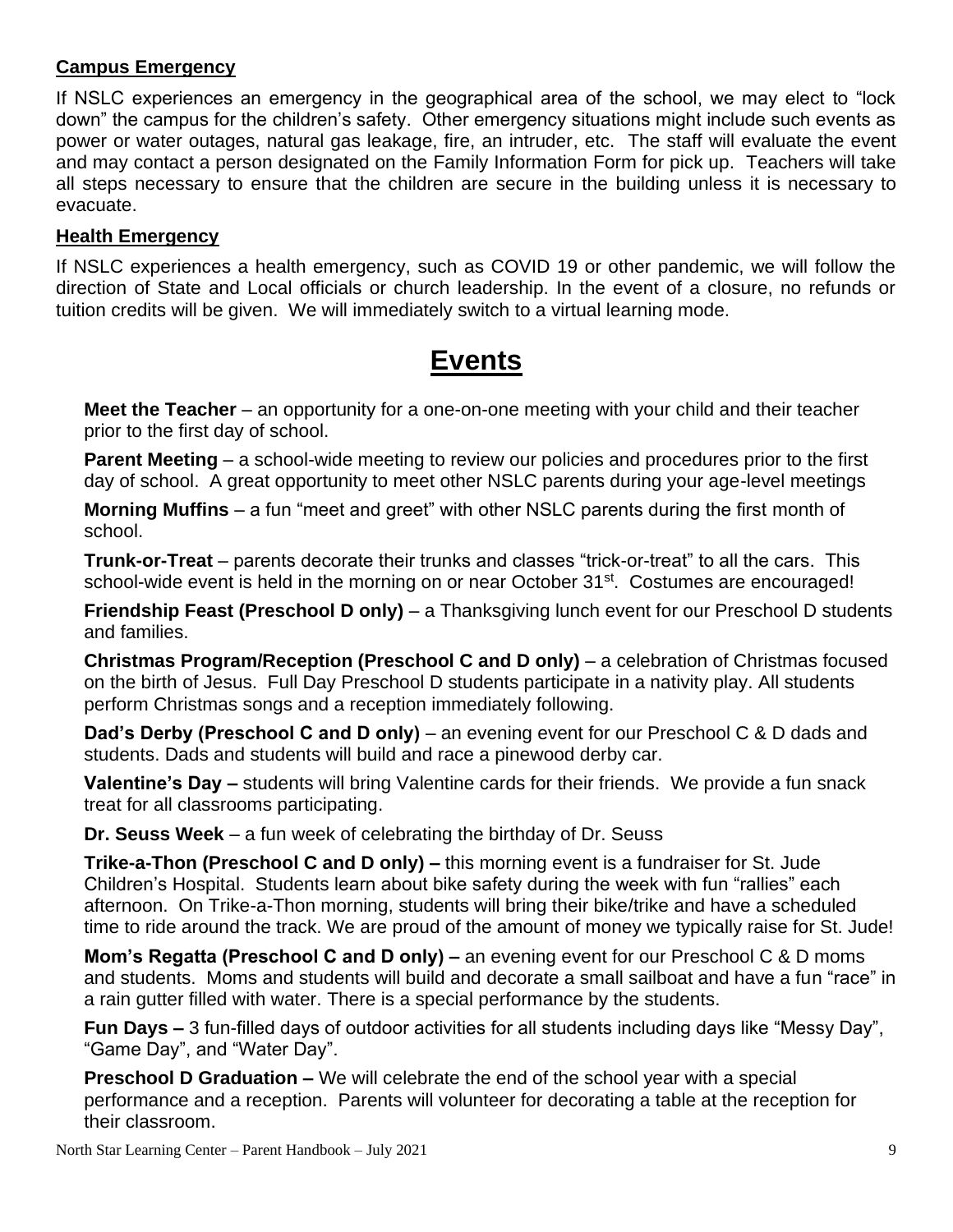**Campus Emergency**

If NSLC experiences an emergency in the geographical area of the school, we may elect to "lock down" the campus for the children's safety. Other emergency situations might include such events as power or water outages, natural gas leakage, fire, an intruder, etc. The staff will evaluate the event and may contact a person designated on the Family Information Form for pick up. Teachers will take all steps necessary to ensure that the children are secure in the building unless it is necessary to evacuate.

**Health Emergency**

If NSLC experiences a health emergency, such as COVID 19 or other pandemic, we will follow the direction of State and Local officials or church leadership. In the event of a closure, no refunds or tuition credits will be given. We will immediately switch to a virtual learning mode.

# Events

**Meet the Teacher** – an opportunity for a one-on-one meeting with your child and their teacher prior to the first day of school.

**Parent Meeting** – a school-wide meeting to review our policies and procedures prior to the first day of school. A great opportunity to meet other NSLC parents during your age-level meetings

**Morning Muffins** – a fun "meet and greet" with other NSLC parents during the first month of school.

**Trunk-or-Treat** – parents decorate their trunks and classes "trick-or-treat" to all the cars. This school-wide event is held in the morning on or near October 31st. Costumes are encouraged!

**Friendship Feast (Preschool D only)** – a Thanksgiving lunch event for our Preschool D students and families.

**Christmas Program/Reception (Preschool C and D only)** – a celebration of Christmas focused on the birth of Jesus. Full Day Preschool D students participate in a nativity play. All students perform Christmas songs and a reception immediately following.

**Dad's Derby (Preschool C and D only)** – an evening event for our Preschool C & D dads and students. Dads and students will build and race a pinewood derby car.

**Valentine's Day –** students will bring Valentine cards for their friends. We provide a fun snack treat for all classrooms participating.

**Dr. Seuss Week** – a fun week of celebrating the birthday of Dr. Seuss

**Trike-a-Thon (Preschool C and D only) –** this morning event is a fundraiser for St. Jude Children's Hospital. Students learn about bike safety during the week with fun "rallies" each afternoon. On Trike-a-Thon morning, students will bring their bike/trike and have a scheduled time to ride around the track. We are proud of the amount of money we typically raise for St. Jude!

**Mom's Regatta (Preschool C and D only) –** an evening event for our Preschool C & D moms and students. Moms and students will build and decorate a small sailboat and have a fun "race" in a rain gutter filled with water. There is a special performance by the students.

**Fun Days –** 3 fun-filled days of outdoor activities for all students including days like "Messy Day", "Game Day", and "Water Day".

**Preschool D Graduation –** We will celebrate the end of the school year with a special performance and a reception. Parents will volunteer for decorating a table at the reception for their classroom.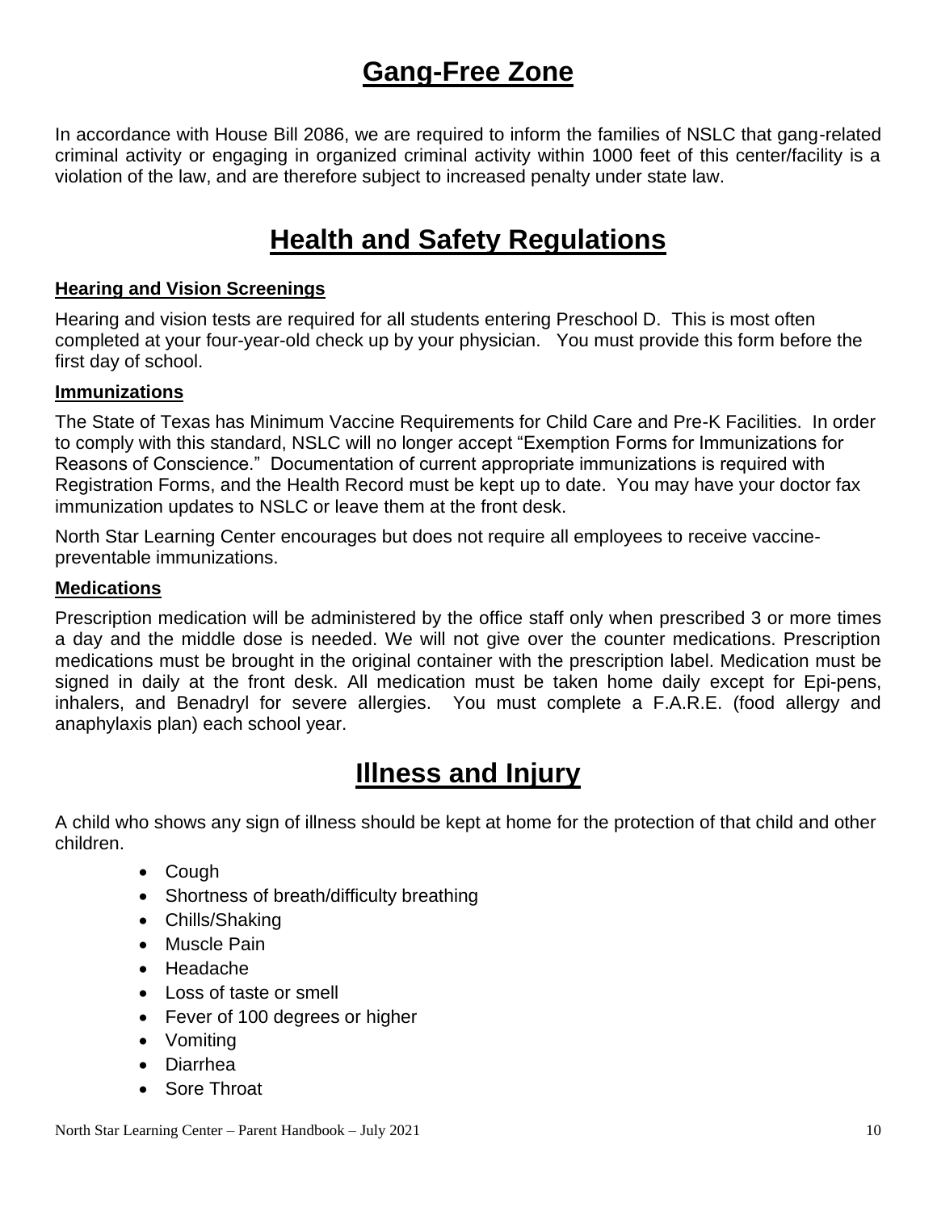# Gang-Free Zone

In accordance with House Bill 2086, we are required to inform the families of NSLC that gang-related criminal activity or engaging in organized criminal activity within 1000 feet of this center/facility is a violation of the law, and are therefore subject to increased penalty under state law.

# Health and Safety Regulations

### Hearing and Vision Screenings

Hearing and vision tests are required for all students entering Preschool D. This is most often completed at your four-year-old check up by your physician. You must provide this form before the first day of school.

### Immunizations

The State of Texas has Minimum Vaccine Requirements for Child Care and Pre-K Facilities. In order to comply with this standard, NSLC will no longer accept "Exemption Forms for Immunizations for Reasons of Conscience." Documentation of current appropriate immunizations is required with Registration Forms, and the Health Record must be kept up to date. You may have your doctor fax immunization updates to NSLC or leave them at the front desk.

North Star Learning Center encourages but does not require all employees to receive vaccine-preventable immunizations.

### Medications

Prescription medication will be administered by the office staff only when prescribed 3 or more times a day and the middle dose is needed. We will not give over the counter medications. Prescription medications must be brought in the original container with the prescription label. Medication must be signed in daily at the front desk. All medication must be taken home daily except for Epi-pens, inhalers, and Benadryl for severe allergies. You must complete a F.A.R.E. (food allergy and anaphylaxis plan) each school year.

# Illness and Injury

A child who shows any sign of illness should be kept at home for the protection of that child and other children.

- Cough
- Shortness of breath/difficulty breathing
- Chills/Shaking
- Muscle Pain
- Headache
- Loss of taste or smell
- Fever of 100 degrees or higher
- Vomiting
- Diarrhea
- Sore Throat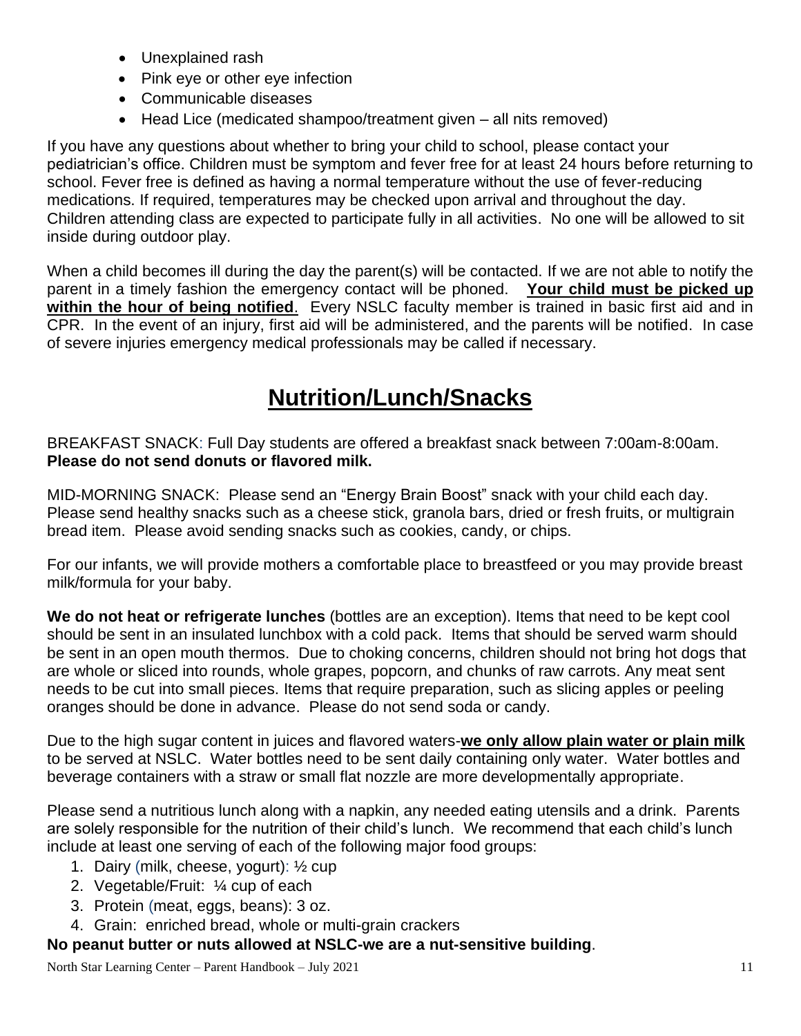- Unexplained rash
- Pink eye or other eye infection
- Communicable diseases
- Head Lice (medicated shampoo/treatment given – all nits removed)

If you have any questions about whether to bring your child to school, please contact your pediatrician's office. Children must be symptom and fever free for at least 24 hours before returning to school. Fever free is defined as having a normal temperature without the use of fever-reducing medications. If required, temperatures may be checked upon arrival and throughout the day. Children attending class are expected to participate fully in all activities. No one will be allowed to sit inside during outdoor play.

When a child becomes ill during the day the parent(s) will be contacted. If we are not able to notify the parent in a timely fashion the emergency contact will be phoned. **Your child must be picked up within the hour of being notified**. Every NSLC faculty member is trained in basic first aid and in CPR. In the event of an injury, first aid will be administered, and the parents will be notified. In case of severe injuries emergency medical professionals may be called if necessary.

# Nutrition/Lunch/Snacks

BREAKFAST SNACK: Full Day students are offered a breakfast snack between 7:00am-8:00am. **Please do not send donuts or flavored milk.**

MID-MORNING SNACK: Please send an "Energy Brain Boost" snack with your child each day. Please send healthy snacks such as a cheese stick, granola bars, dried or fresh fruits, or multigrain bread item. Please avoid sending snacks such as cookies, candy, or chips.

For our infants, we will provide mothers a comfortable place to breastfeed or you may provide breast milk/formula for your baby.

**We do not heat or refrigerate lunches** (bottles are an exception). Items that need to be kept cool should be sent in an insulated lunchbox with a cold pack. Items that should be served warm should be sent in an open mouth thermos. Due to choking concerns, children should not bring hot dogs that are whole or sliced into rounds, whole grapes, popcorn, and chunks of raw carrots. Any meat sent needs to be cut into small pieces. Items that require preparation, such as slicing apples or peeling oranges should be done in advance. Please do not send soda or candy.

Due to the high sugar content in juices and flavored waters-**we only allow plain water or plain milk** to be served at NSLC. Water bottles need to be sent daily containing only water. Water bottles and beverage containers with a straw or small flat nozzle are more developmentally appropriate.

Please send a nutritious lunch along with a napkin, any needed eating utensils and a drink. Parents are solely responsible for the nutrition of their child's lunch. We recommend that each child's lunch include at least one serving of each of the following major food groups:

1. Dairy (milk, cheese, yogurt): ½ cup
2. Vegetable/Fruit: ¼ cup of each
3. Protein (meat, eggs, beans): 3 oz.
4. Grain: enriched bread, whole or multi-grain crackers

**No peanut butter or nuts allowed at NSLC-we are a nut-sensitive building**.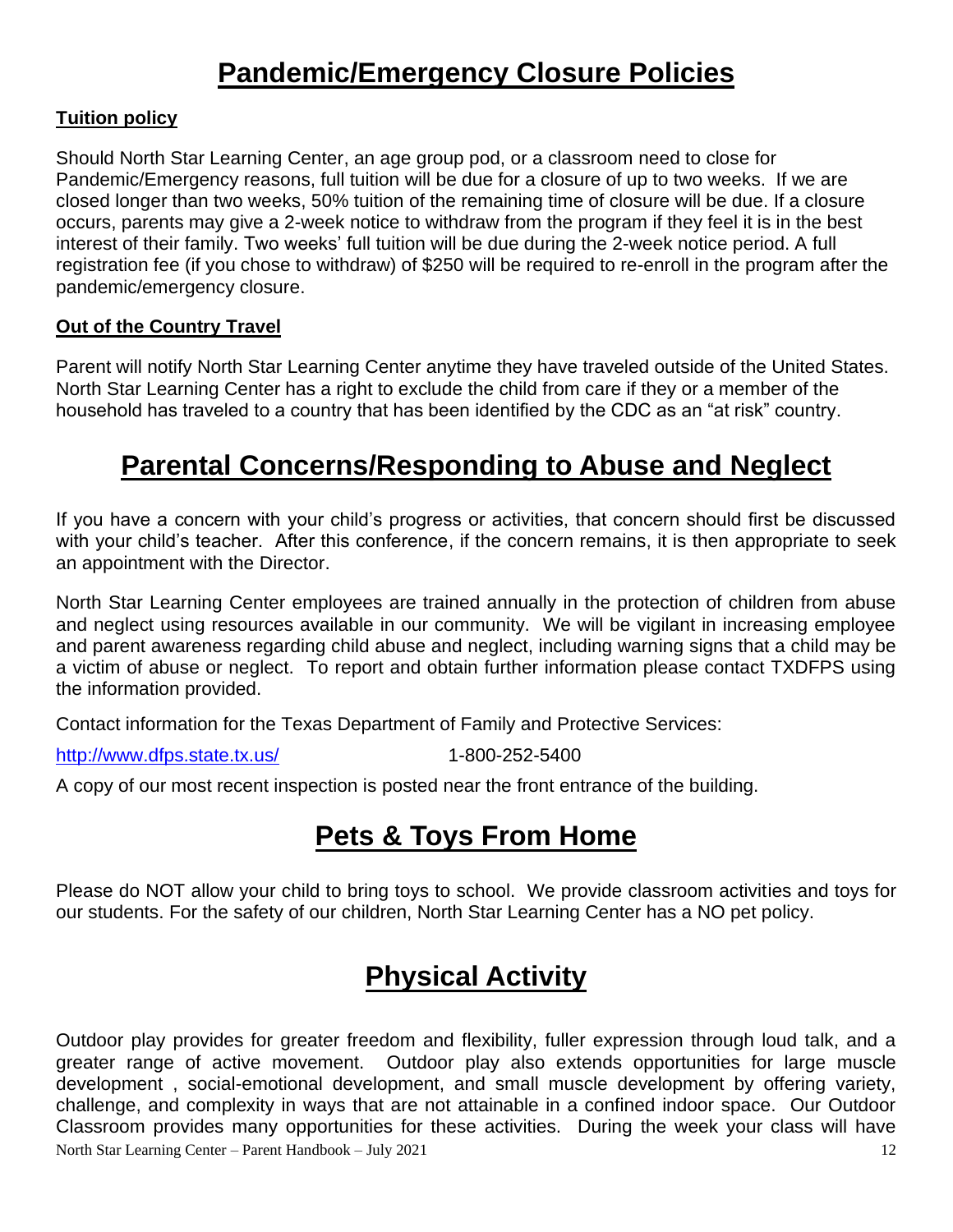# Pandemic/Emergency Closure Policies

**Tuition policy**

Should North Star Learning Center, an age group pod, or a classroom need to close for Pandemic/Emergency reasons, full tuition will be due for a closure of up to two weeks. If we are closed longer than two weeks, 50% tuition of the remaining time of closure will be due. If a closure occurs, parents may give a 2-week notice to withdraw from the program if they feel it is in the best interest of their family. Two weeks' full tuition will be due during the 2-week notice period. A full registration fee (if you chose to withdraw) of $250 will be required to re-enroll in the program after the pandemic/emergency closure.

**Out of the Country Travel**

Parent will notify North Star Learning Center anytime they have traveled outside of the United States. North Star Learning Center has a right to exclude the child from care if they or a member of the household has traveled to a country that has been identified by the CDC as an "at risk" country.

# Parental Concerns/Responding to Abuse and Neglect

If you have a concern with your child's progress or activities, that concern should first be discussed with your child's teacher. After this conference, if the concern remains, it is then appropriate to seek an appointment with the Director.

North Star Learning Center employees are trained annually in the protection of children from abuse and neglect using resources available in our community. We will be vigilant in increasing employee and parent awareness regarding child abuse and neglect, including warning signs that a child may be a victim of abuse or neglect. To report and obtain further information please contact TXDFPS using the information provided.

Contact information for the Texas Department of Family and Protective Services:

http://www.dfps.state.tx.us/ 1-800-252-5400

A copy of our most recent inspection is posted near the front entrance of the building.

# Pets & Toys From Home

Please do NOT allow your child to bring toys to school. We provide classroom activities and toys for our students. For the safety of our children, North Star Learning Center has a NO pet policy.

# Physical Activity

Outdoor play provides for greater freedom and flexibility, fuller expression through loud talk, and a greater range of active movement. Outdoor play also extends opportunities for large muscle development , social-emotional development, and small muscle development by offering variety, challenge, and complexity in ways that are not attainable in a confined indoor space. Our Outdoor Classroom provides many opportunities for these activities. During the week your class will have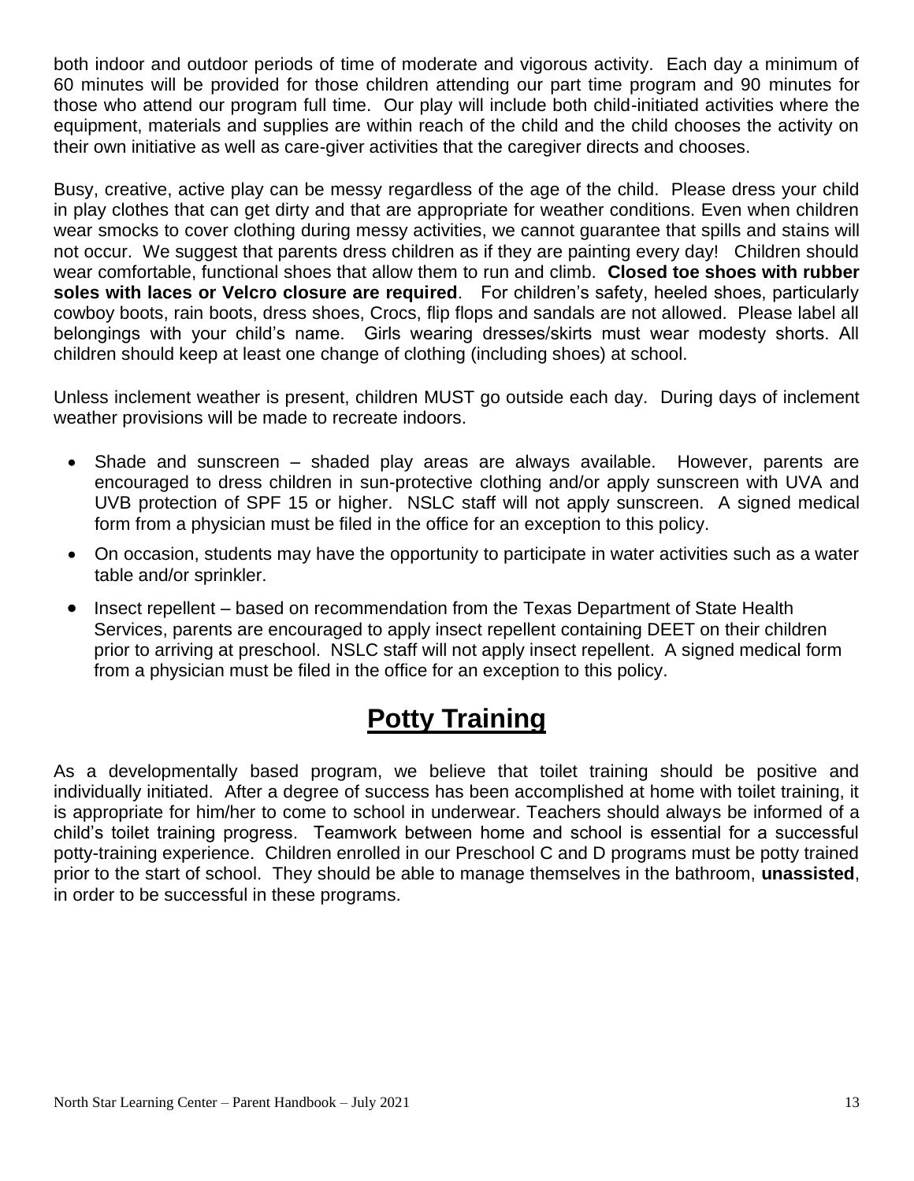both indoor and outdoor periods of time of moderate and vigorous activity. Each day a minimum of 60 minutes will be provided for those children attending our part time program and 90 minutes for those who attend our program full time. Our play will include both child-initiated activities where the equipment, materials and supplies are within reach of the child and the child chooses the activity on their own initiative as well as care-giver activities that the caregiver directs and chooses.

Busy, creative, active play can be messy regardless of the age of the child. Please dress your child in play clothes that can get dirty and that are appropriate for weather conditions. Even when children wear smocks to cover clothing during messy activities, we cannot guarantee that spills and stains will not occur. We suggest that parents dress children as if they are painting every day! Children should wear comfortable, functional shoes that allow them to run and climb. **Closed toe shoes with rubber soles with laces or Velcro closure are required**. For children's safety, heeled shoes, particularly cowboy boots, rain boots, dress shoes, Crocs, flip flops and sandals are not allowed. Please label all belongings with your child's name. Girls wearing dresses/skirts must wear modesty shorts. All children should keep at least one change of clothing (including shoes) at school.

Unless inclement weather is present, children MUST go outside each day. During days of inclement weather provisions will be made to recreate indoors.

- Shade and sunscreen – shaded play areas are always available. However, parents are encouraged to dress children in sun-protective clothing and/or apply sunscreen with UVA and UVB protection of SPF 15 or higher. NSLC staff will not apply sunscreen. A signed medical form from a physician must be filed in the office for an exception to this policy.
- On occasion, students may have the opportunity to participate in water activities such as a water table and/or sprinkler.
- Insect repellent – based on recommendation from the Texas Department of State Health Services, parents are encouraged to apply insect repellent containing DEET on their children prior to arriving at preschool. NSLC staff will not apply insect repellent. A signed medical form from a physician must be filed in the office for an exception to this policy.

# Potty Training

As a developmentally based program, we believe that toilet training should be positive and individually initiated. After a degree of success has been accomplished at home with toilet training, it is appropriate for him/her to come to school in underwear. Teachers should always be informed of a child's toilet training progress. Teamwork between home and school is essential for a successful potty-training experience. Children enrolled in our Preschool C and D programs must be potty trained prior to the start of school. They should be able to manage themselves in the bathroom, **unassisted**, in order to be successful in these programs.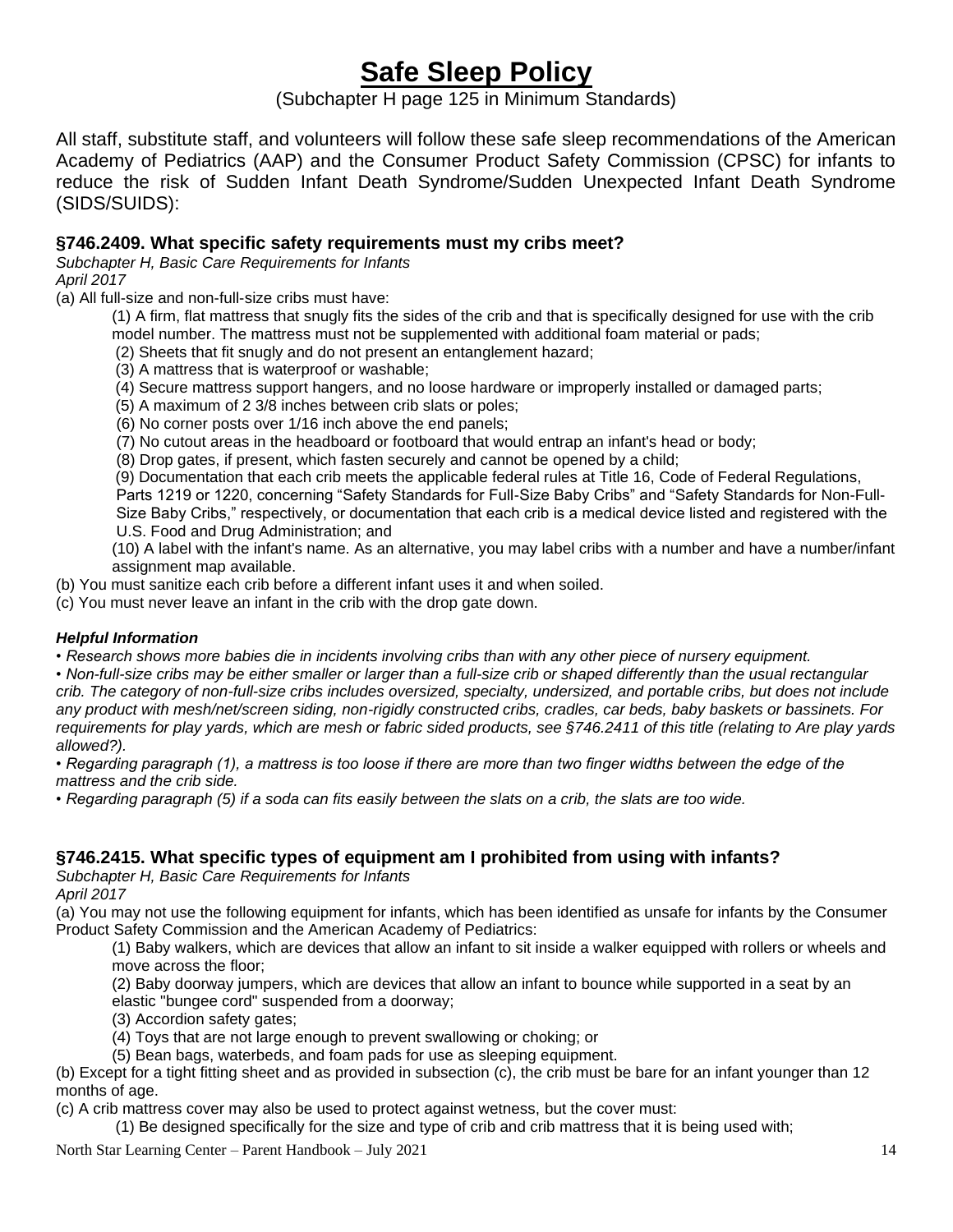# Safe Sleep Policy

(Subchapter H page 125 in Minimum Standards)

All staff, substitute staff, and volunteers will follow these safe sleep recommendations of the American Academy of Pediatrics (AAP) and the Consumer Product Safety Commission (CPSC) for infants to reduce the risk of Sudden Infant Death Syndrome/Sudden Unexpected Infant Death Syndrome (SIDS/SUIDS):

### §746.2409. What specific safety requirements must my cribs meet?

*Subchapter H, Basic Care Requirements for Infants*
*April 2017*

(a) All full-size and non-full-size cribs must have:

(1) A firm, flat mattress that snugly fits the sides of the crib and that is specifically designed for use with the crib model number. The mattress must not be supplemented with additional foam material or pads;

(2) Sheets that fit snugly and do not present an entanglement hazard;

(3) A mattress that is waterproof or washable;

(4) Secure mattress support hangers, and no loose hardware or improperly installed or damaged parts;

(5) A maximum of 2 3/8 inches between crib slats or poles;

(6) No corner posts over 1/16 inch above the end panels;

(7) No cutout areas in the headboard or footboard that would entrap an infant's head or body;

(8) Drop gates, if present, which fasten securely and cannot be opened by a child;

(9) Documentation that each crib meets the applicable federal rules at Title 16, Code of Federal Regulations, Parts 1219 or 1220, concerning "Safety Standards for Full-Size Baby Cribs" and "Safety Standards for Non-Full-Size Baby Cribs," respectively, or documentation that each crib is a medical device listed and registered with the U.S. Food and Drug Administration; and

(10) A label with the infant's name. As an alternative, you may label cribs with a number and have a number/infant assignment map available.

(b) You must sanitize each crib before a different infant uses it and when soiled.

(c) You must never leave an infant in the crib with the drop gate down.

***Helpful Information***

- *Research shows more babies die in incidents involving cribs than with any other piece of nursery equipment.*
- *Non-full-size cribs may be either smaller or larger than a full-size crib or shaped differently than the usual rectangular crib. The category of non-full-size cribs includes oversized, specialty, undersized, and portable cribs, but does not include any product with mesh/net/screen siding, non-rigidly constructed cribs, cradles, car beds, baby baskets or bassinets. For requirements for play yards, which are mesh or fabric sided products, see §746.2411 of this title (relating to Are play yards allowed?).*
- *Regarding paragraph (1), a mattress is too loose if there are more than two finger widths between the edge of the mattress and the crib side.*
- *Regarding paragraph (5) if a soda can fits easily between the slats on a crib, the slats are too wide.*

### §746.2415. What specific types of equipment am I prohibited from using with infants?

*Subchapter H, Basic Care Requirements for Infants*
*April 2017*

(a) You may not use the following equipment for infants, which has been identified as unsafe for infants by the Consumer Product Safety Commission and the American Academy of Pediatrics:

(1) Baby walkers, which are devices that allow an infant to sit inside a walker equipped with rollers or wheels and move across the floor;

(2) Baby doorway jumpers, which are devices that allow an infant to bounce while supported in a seat by an elastic "bungee cord" suspended from a doorway;

(3) Accordion safety gates;

(4) Toys that are not large enough to prevent swallowing or choking; or

(5) Bean bags, waterbeds, and foam pads for use as sleeping equipment.

(b) Except for a tight fitting sheet and as provided in subsection (c), the crib must be bare for an infant younger than 12 months of age.

(c) A crib mattress cover may also be used to protect against wetness, but the cover must:

(1) Be designed specifically for the size and type of crib and crib mattress that it is being used with;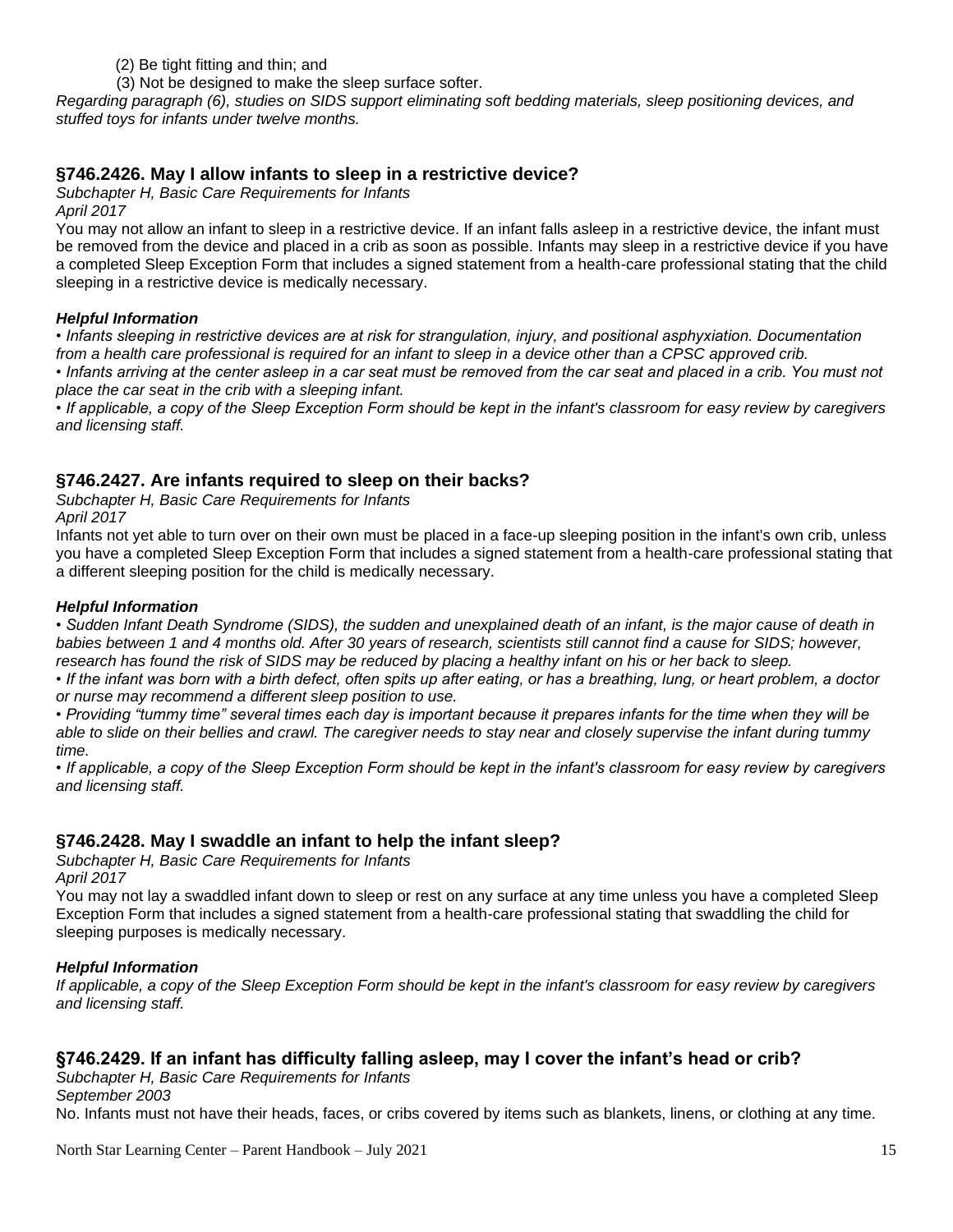(2) Be tight fitting and thin; and

(3) Not be designed to make the sleep surface softer.

*Regarding paragraph (6), studies on SIDS support eliminating soft bedding materials, sleep positioning devices, and stuffed toys for infants under twelve months.*

## §746.2426. May I allow infants to sleep in a restrictive device?

*Subchapter H, Basic Care Requirements for Infants*
*April 2017*

You may not allow an infant to sleep in a restrictive device. If an infant falls asleep in a restrictive device, the infant must be removed from the device and placed in a crib as soon as possible. Infants may sleep in a restrictive device if you have a completed Sleep Exception Form that includes a signed statement from a health-care professional stating that the child sleeping in a restrictive device is medically necessary.

***Helpful Information***

- *Infants sleeping in restrictive devices are at risk for strangulation, injury, and positional asphyxiation. Documentation from a health care professional is required for an infant to sleep in a device other than a CPSC approved crib.*
- *Infants arriving at the center asleep in a car seat must be removed from the car seat and placed in a crib. You must not place the car seat in the crib with a sleeping infant.*
- *If applicable, a copy of the Sleep Exception Form should be kept in the infant's classroom for easy review by caregivers and licensing staff.*

## §746.2427. Are infants required to sleep on their backs?

*Subchapter H, Basic Care Requirements for Infants*
*April 2017*

Infants not yet able to turn over on their own must be placed in a face-up sleeping position in the infant's own crib, unless you have a completed Sleep Exception Form that includes a signed statement from a health-care professional stating that a different sleeping position for the child is medically necessary.

***Helpful Information***

- *Sudden Infant Death Syndrome (SIDS), the sudden and unexplained death of an infant, is the major cause of death in babies between 1 and 4 months old. After 30 years of research, scientists still cannot find a cause for SIDS; however, research has found the risk of SIDS may be reduced by placing a healthy infant on his or her back to sleep.*
- *If the infant was born with a birth defect, often spits up after eating, or has a breathing, lung, or heart problem, a doctor or nurse may recommend a different sleep position to use.*
- *Providing "tummy time" several times each day is important because it prepares infants for the time when they will be able to slide on their bellies and crawl. The caregiver needs to stay near and closely supervise the infant during tummy time.*
- *If applicable, a copy of the Sleep Exception Form should be kept in the infant's classroom for easy review by caregivers and licensing staff.*

## §746.2428. May I swaddle an infant to help the infant sleep?

*Subchapter H, Basic Care Requirements for Infants*
*April 2017*

You may not lay a swaddled infant down to sleep or rest on any surface at any time unless you have a completed Sleep Exception Form that includes a signed statement from a health-care professional stating that swaddling the child for sleeping purposes is medically necessary.

***Helpful Information***

*If applicable, a copy of the Sleep Exception Form should be kept in the infant's classroom for easy review by caregivers and licensing staff.*

## §746.2429. If an infant has difficulty falling asleep, may I cover the infant's head or crib?

*Subchapter H, Basic Care Requirements for Infants*
*September 2003*

No. Infants must not have their heads, faces, or cribs covered by items such as blankets, linens, or clothing at any time.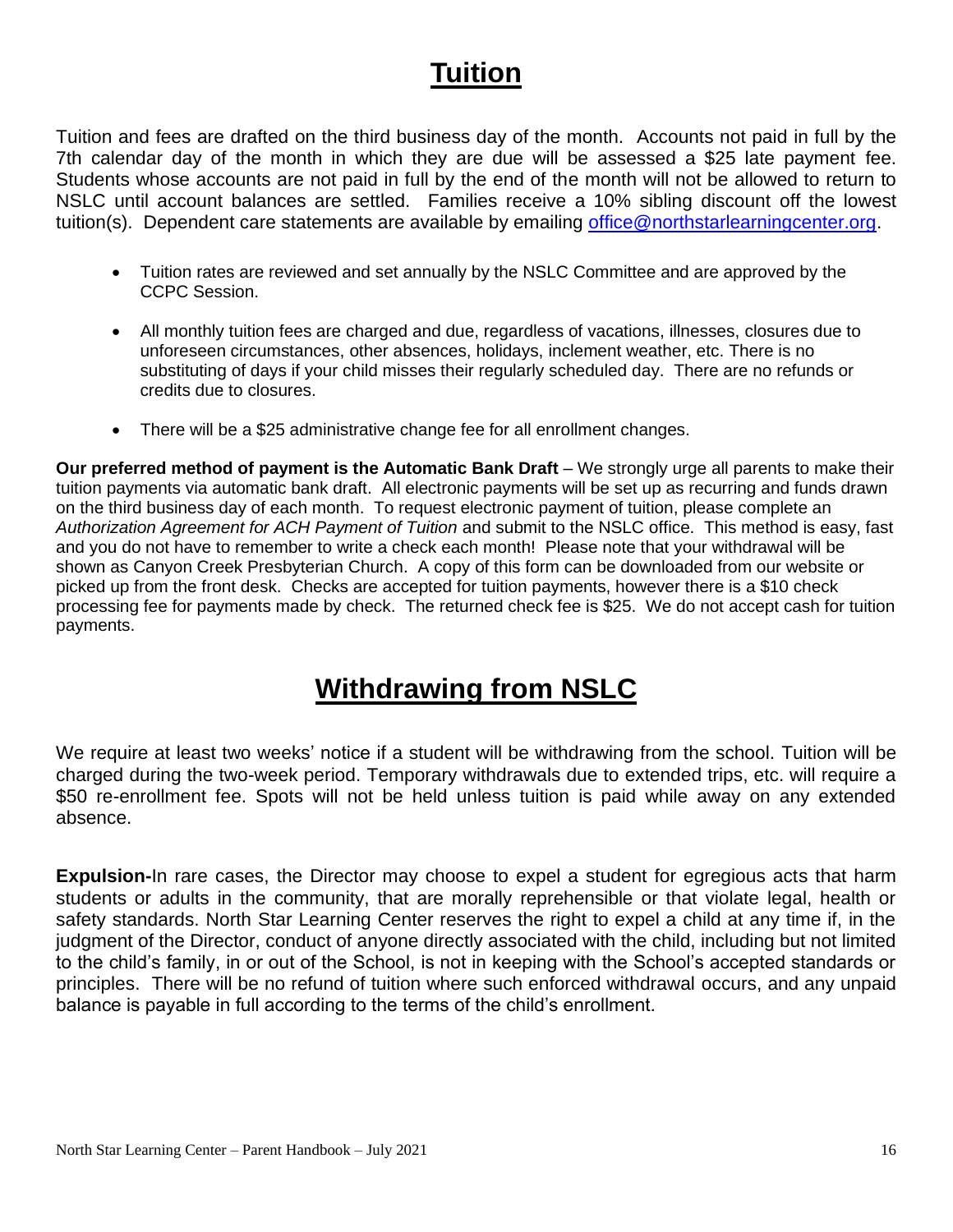# Tuition

Tuition and fees are drafted on the third business day of the month. Accounts not paid in full by the 7th calendar day of the month in which they are due will be assessed a $25 late payment fee. Students whose accounts are not paid in full by the end of the month will not be allowed to return to NSLC until account balances are settled. Families receive a 10% sibling discount off the lowest tuition(s). Dependent care statements are available by emailing office@northstarlearningcenter.org.

- Tuition rates are reviewed and set annually by the NSLC Committee and are approved by the CCPC Session.
- All monthly tuition fees are charged and due, regardless of vacations, illnesses, closures due to unforeseen circumstances, other absences, holidays, inclement weather, etc. There is no substituting of days if your child misses their regularly scheduled day. There are no refunds or credits due to closures.
- There will be a $25 administrative change fee for all enrollment changes.

**Our preferred method of payment is the Automatic Bank Draft** – We strongly urge all parents to make their tuition payments via automatic bank draft. All electronic payments will be set up as recurring and funds drawn on the third business day of each month. To request electronic payment of tuition, please complete an *Authorization Agreement for ACH Payment of Tuition* and submit to the NSLC office. This method is easy, fast and you do not have to remember to write a check each month! Please note that your withdrawal will be shown as Canyon Creek Presbyterian Church. A copy of this form can be downloaded from our website or picked up from the front desk. Checks are accepted for tuition payments, however there is a $10 check processing fee for payments made by check. The returned check fee is $25. We do not accept cash for tuition payments.

# Withdrawing from NSLC

We require at least two weeks' notice if a student will be withdrawing from the school. Tuition will be charged during the two-week period. Temporary withdrawals due to extended trips, etc. will require a $50 re-enrollment fee. Spots will not be held unless tuition is paid while away on any extended absence.

**Expulsion-**In rare cases, the Director may choose to expel a student for egregious acts that harm students or adults in the community, that are morally reprehensible or that violate legal, health or safety standards. North Star Learning Center reserves the right to expel a child at any time if, in the judgment of the Director, conduct of anyone directly associated with the child, including but not limited to the child's family, in or out of the School, is not in keeping with the School's accepted standards or principles. There will be no refund of tuition where such enforced withdrawal occurs, and any unpaid balance is payable in full according to the terms of the child's enrollment.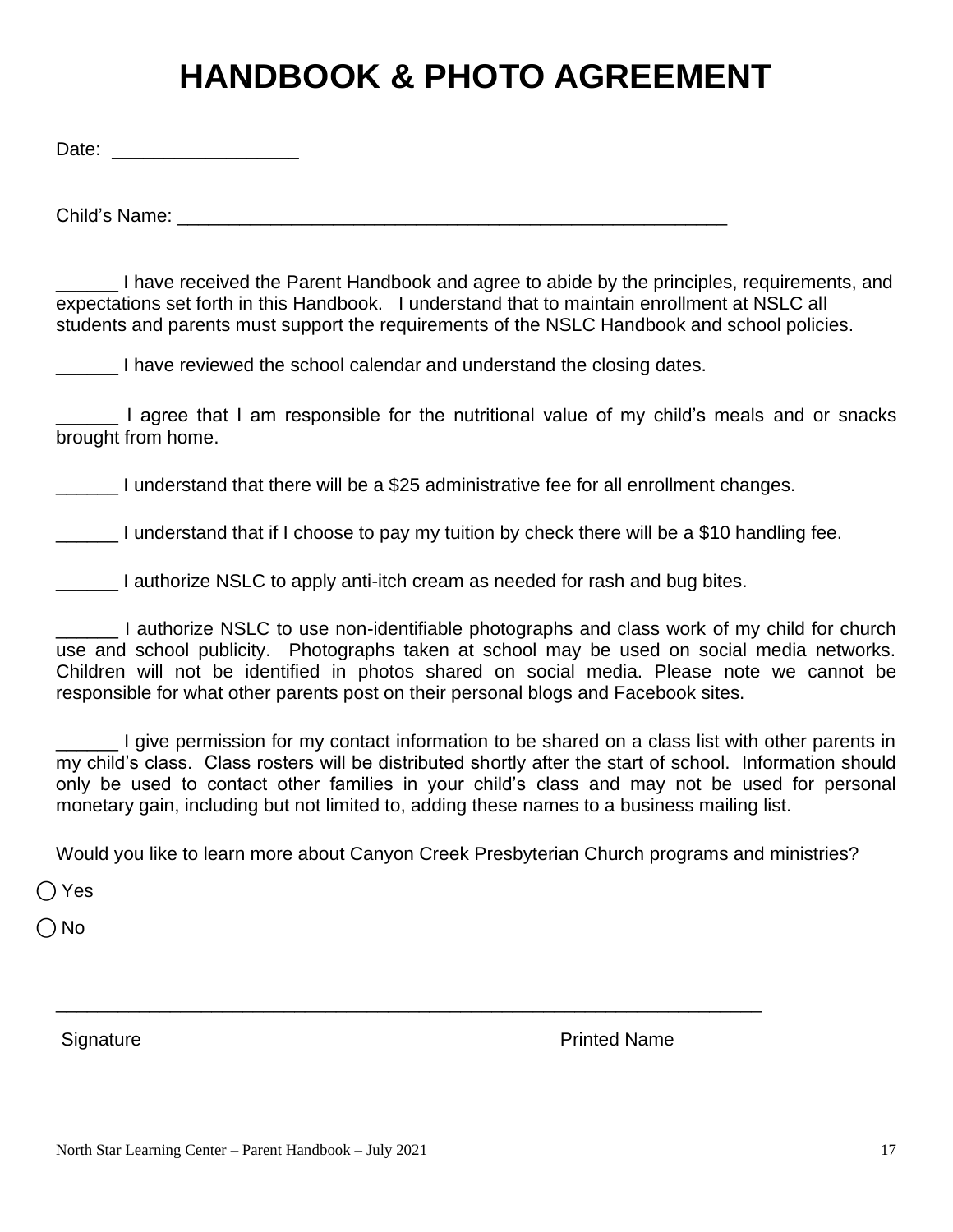# HANDBOOK & PHOTO AGREEMENT

Date: ________________

Child's Name: ____________________________________________________

______ I have received the Parent Handbook and agree to abide by the principles, requirements, and expectations set forth in this Handbook. I understand that to maintain enrollment at NSLC all students and parents must support the requirements of the NSLC Handbook and school policies.

______ I have reviewed the school calendar and understand the closing dates.

______ I agree that I am responsible for the nutritional value of my child's meals and or snacks brought from home.

______ I understand that there will be a $25 administrative fee for all enrollment changes.

______ I understand that if I choose to pay my tuition by check there will be a $10 handling fee.

______ I authorize NSLC to apply anti-itch cream as needed for rash and bug bites.

______ I authorize NSLC to use non-identifiable photographs and class work of my child for church use and school publicity. Photographs taken at school may be used on social media networks. Children will not be identified in photos shared on social media. Please note we cannot be responsible for what other parents post on their personal blogs and Facebook sites.

______ I give permission for my contact information to be shared on a class list with other parents in my child's class. Class rosters will be distributed shortly after the start of school. Information should only be used to contact other families in your child's class and may not be used for personal monetary gain, including but not limited to, adding these names to a business mailing list.

Would you like to learn more about Canyon Creek Presbyterian Church programs and ministries?

◯ Yes

◯ No

________________________________________________________________

Signature Printed Name